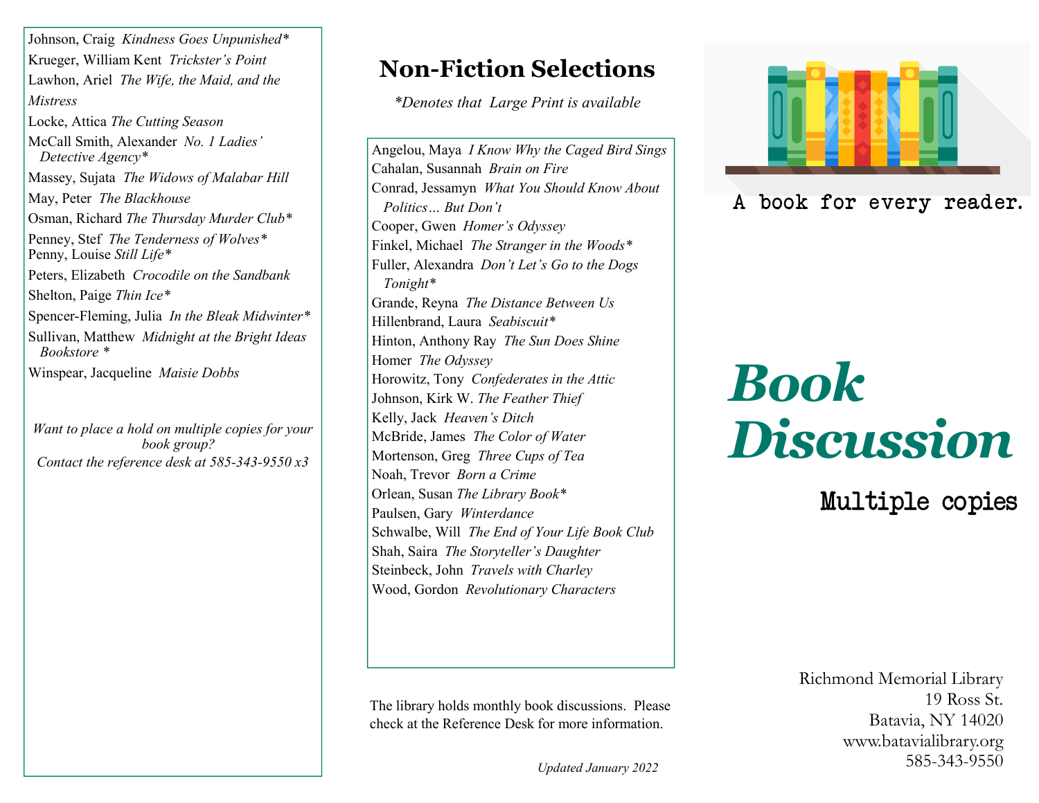Johnson, Craig *Kindness Goes Unpunished**
Krueger, William Kent *Trickster's Point*
Lawhon, Ariel *The Wife, the Maid, and the Mistress*
Locke, Attica *The Cutting Season*
McCall Smith, Alexander *No. 1 Ladies' Detective Agency**
Massey, Sujata *The Widows of Malabar Hill*
May, Peter *The Blackhouse*
Osman, Richard *The Thursday Murder Club**
Penney, Stef *The Tenderness of Wolves**
Penny, Louise *Still Life**
Peters, Elizabeth *Crocodile on the Sandbank*
Shelton, Paige *Thin Ice**
Spencer-Fleming, Julia *In the Bleak Midwinter**
Sullivan, Matthew *Midnight at the Bright Ideas Bookstore **
Winspear, Jacqueline *Maisie Dobbs*

*Want to place a hold on multiple copies for your book group?*
*Contact the reference desk at 585-343-9550 x3*

## Non-Fiction Selections

*\*Denotes that Large Print is available*

Angelou, Maya *I Know Why the Caged Bird Sings*
Cahalan, Susannah *Brain on Fire*
Conrad, Jessamyn *What You Should Know About Politics… But Don't*
Cooper, Gwen *Homer's Odyssey*
Finkel, Michael *The Stranger in the Woods**
Fuller, Alexandra *Don't Let's Go to the Dogs Tonight**
Grande, Reyna *The Distance Between Us*
Hillenbrand, Laura *Seabiscuit**
Hinton, Anthony Ray *The Sun Does Shine*
Homer *The Odyssey*
Horowitz, Tony *Confederates in the Attic*
Johnson, Kirk W. *The Feather Thief*
Kelly, Jack *Heaven's Ditch*
McBride, James *The Color of Water*
Mortenson, Greg *Three Cups of Tea*
Noah, Trevor *Born a Crime*
Orlean, Susan *The Library Book**
Paulsen, Gary *Winterdance*
Schwalbe, Will *The End of Your Life Book Club*
Shah, Saira *The Storyteller's Daughter*
Steinbeck, John *Travels with Charley*
Wood, Gordon *Revolutionary Characters*

The library holds monthly book discussions. Please check at the Reference Desk for more information.

*Updated January 2022*

A book for every reader.

# Book Discussion

## Multiple copies

Richmond Memorial Library
19 Ross St.
Batavia, NY 14020
www.batavialibrary.org
585-343-9550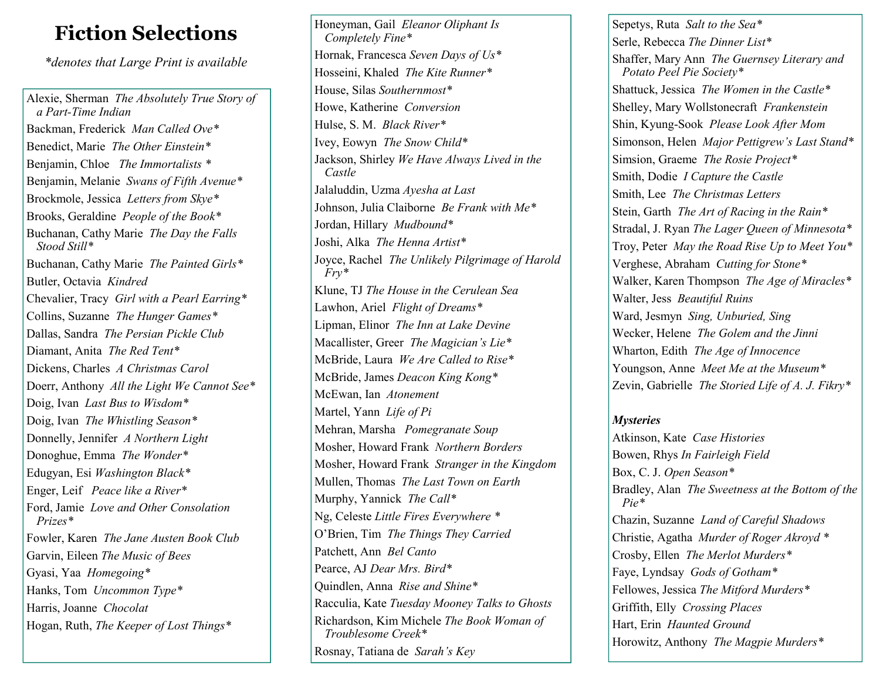# Fiction Selections

*\*denotes that Large Print is available*

Alexie, Sherman *The Absolutely True Story of a Part-Time Indian*

Backman, Frederick *Man Called Ove\**

Benedict, Marie *The Other Einstein\**

Benjamin, Chloe *The Immortalists \**

Benjamin, Melanie *Swans of Fifth Avenue\**

Brockmole, Jessica *Letters from Skye\**

Brooks, Geraldine *People of the Book\**

Buchanan, Cathy Marie *The Day the Falls Stood Still\**

Buchanan, Cathy Marie *The Painted Girls\**

Butler, Octavia *Kindred*

Chevalier, Tracy *Girl with a Pearl Earring\**

Collins, Suzanne *The Hunger Games\**

Dallas, Sandra *The Persian Pickle Club*

Diamant, Anita *The Red Tent\**

Dickens, Charles *A Christmas Carol*

Doerr, Anthony *All the Light We Cannot See\**

Doig, Ivan *Last Bus to Wisdom\**

Doig, Ivan *The Whistling Season\**

Donnelly, Jennifer *A Northern Light*

Donoghue, Emma *The Wonder\**

Edugyan, Esi *Washington Black\**

Enger, Leif *Peace like a River\**

Ford, Jamie *Love and Other Consolation Prizes\**

Fowler, Karen *The Jane Austen Book Club*

Garvin, Eileen *The Music of Bees*

Gyasi, Yaa *Homegoing\**

Hanks, Tom *Uncommon Type\**

Harris, Joanne *Chocolat*

Hogan, Ruth, *The Keeper of Lost Things\**

Honeyman, Gail *Eleanor Oliphant Is Completely Fine\**

Hornak, Francesca *Seven Days of Us\**

Hosseini, Khaled *The Kite Runner\**

House, Silas *Southernmost\**

Howe, Katherine *Conversion*

Hulse, S. M. *Black River\**

Ivey, Eowyn *The Snow Child\**

Jackson, Shirley *We Have Always Lived in the Castle*

Jalaluddin, Uzma *Ayesha at Last*

Johnson, Julia Claiborne *Be Frank with Me\**

Jordan, Hillary *Mudbound\**

Joshi, Alka *The Henna Artist\**

Joyce, Rachel *The Unlikely Pilgrimage of Harold Fry\**

Klune, TJ *The House in the Cerulean Sea*

Lawhon, Ariel *Flight of Dreams\**

Lipman, Elinor *The Inn at Lake Devine*

Macallister, Greer *The Magician's Lie\**

McBride, Laura *We Are Called to Rise\**

McBride, James *Deacon King Kong\**

McEwan, Ian *Atonement*

Martel, Yann *Life of Pi*

Mehran, Marsha *Pomegranate Soup*

Mosher, Howard Frank *Northern Borders*

Mosher, Howard Frank *Stranger in the Kingdom*

Mullen, Thomas *The Last Town on Earth*

Murphy, Yannick *The Call\**

Ng, Celeste *Little Fires Everywhere \**

O'Brien, Tim *The Things They Carried*

Patchett, Ann *Bel Canto*

Pearce, AJ *Dear Mrs. Bird\**

Quindlen, Anna *Rise and Shine\**

Racculia, Kate *Tuesday Mooney Talks to Ghosts*

Richardson, Kim Michele *The Book Woman of Troublesome Creek\**

Rosnay, Tatiana de *Sarah's Key*

Sepetys, Ruta *Salt to the Sea\**

Serle, Rebecca *The Dinner List\**

Shaffer, Mary Ann *The Guernsey Literary and Potato Peel Pie Society\**

Shattuck, Jessica *The Women in the Castle\**

Shelley, Mary Wollstonecraft *Frankenstein*

Shin, Kyung-Sook *Please Look After Mom*

Simonson, Helen *Major Pettigrew's Last Stand\**

Simsion, Graeme *The Rosie Project\**

Smith, Dodie *I Capture the Castle*

Smith, Lee *The Christmas Letters*

Stein, Garth *The Art of Racing in the Rain\**

Stradal, J. Ryan *The Lager Queen of Minnesota\**

Troy, Peter *May the Road Rise Up to Meet You\**

Verghese, Abraham *Cutting for Stone\**

Walker, Karen Thompson *The Age of Miracles\**

Walter, Jess *Beautiful Ruins*

Ward, Jesmyn *Sing, Unburied, Sing*

Wecker, Helene *The Golem and the Jinni*

Wharton, Edith *The Age of Innocence*

Youngson, Anne *Meet Me at the Museum\**

Zevin, Gabrielle *The Storied Life of A. J. Fikry\**

***Mysteries***

Atkinson, Kate *Case Histories*

Bowen, Rhys *In Fairleigh Field*

Box, C. J. *Open Season\**

Bradley, Alan *The Sweetness at the Bottom of the Pie\**

Chazin, Suzanne *Land of Careful Shadows*

Christie, Agatha *Murder of Roger Akroyd \**

Crosby, Ellen *The Merlot Murders\**

Faye, Lyndsay *Gods of Gotham\**

Fellowes, Jessica *The Mitford Murders\**

Griffith, Elly *Crossing Places*

Hart, Erin *Haunted Ground*

Horowitz, Anthony *The Magpie Murders\**